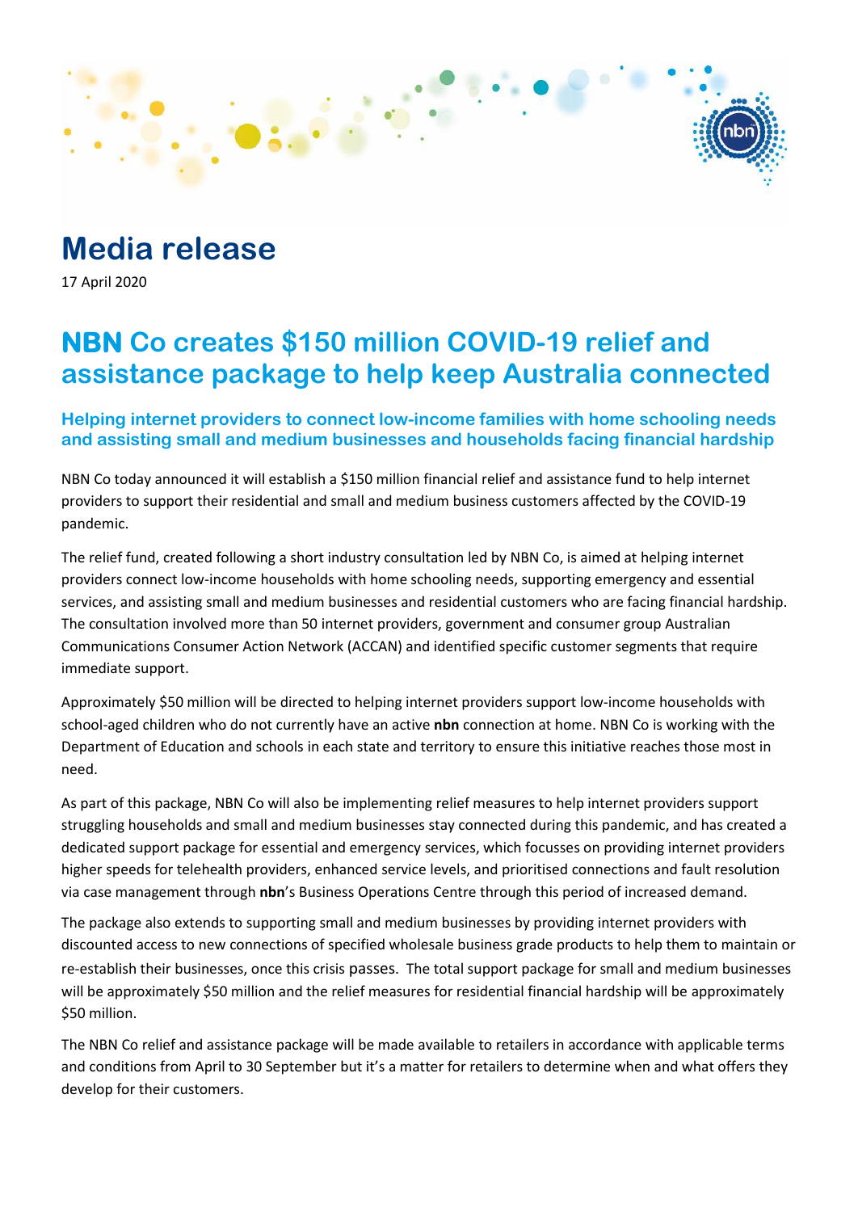# Media release

17 April 2020

## NBN Co creates $150 million COVID-19 relief and assistance package to help keep Australia connected

### Helping internet providers to connect low-income families with home schooling needs and assisting small and medium businesses and households facing financial hardship

NBN Co today announced it will establish a $150 million financial relief and assistance fund to help internet providers to support their residential and small and medium business customers affected by the COVID-19 pandemic.

The relief fund, created following a short industry consultation led by NBN Co, is aimed at helping internet providers connect low-income households with home schooling needs, supporting emergency and essential services, and assisting small and medium businesses and residential customers who are facing financial hardship. The consultation involved more than 50 internet providers, government and consumer group Australian Communications Consumer Action Network (ACCAN) and identified specific customer segments that require immediate support.

Approximately $50 million will be directed to helping internet providers support low-income households with school-aged children who do not currently have an active **nbn** connection at home. NBN Co is working with the Department of Education and schools in each state and territory to ensure this initiative reaches those most in need.

As part of this package, NBN Co will also be implementing relief measures to help internet providers support struggling households and small and medium businesses stay connected during this pandemic, and has created a dedicated support package for essential and emergency services, which focusses on providing internet providers higher speeds for telehealth providers, enhanced service levels, and prioritised connections and fault resolution via case management through **nbn**'s Business Operations Centre through this period of increased demand.

The package also extends to supporting small and medium businesses by providing internet providers with discounted access to new connections of specified wholesale business grade products to help them to maintain or re-establish their businesses, once this crisis passes. The total support package for small and medium businesses will be approximately $50 million and the relief measures for residential financial hardship will be approximately $50 million.

The NBN Co relief and assistance package will be made available to retailers in accordance with applicable terms and conditions from April to 30 September but it's a matter for retailers to determine when and what offers they develop for their customers.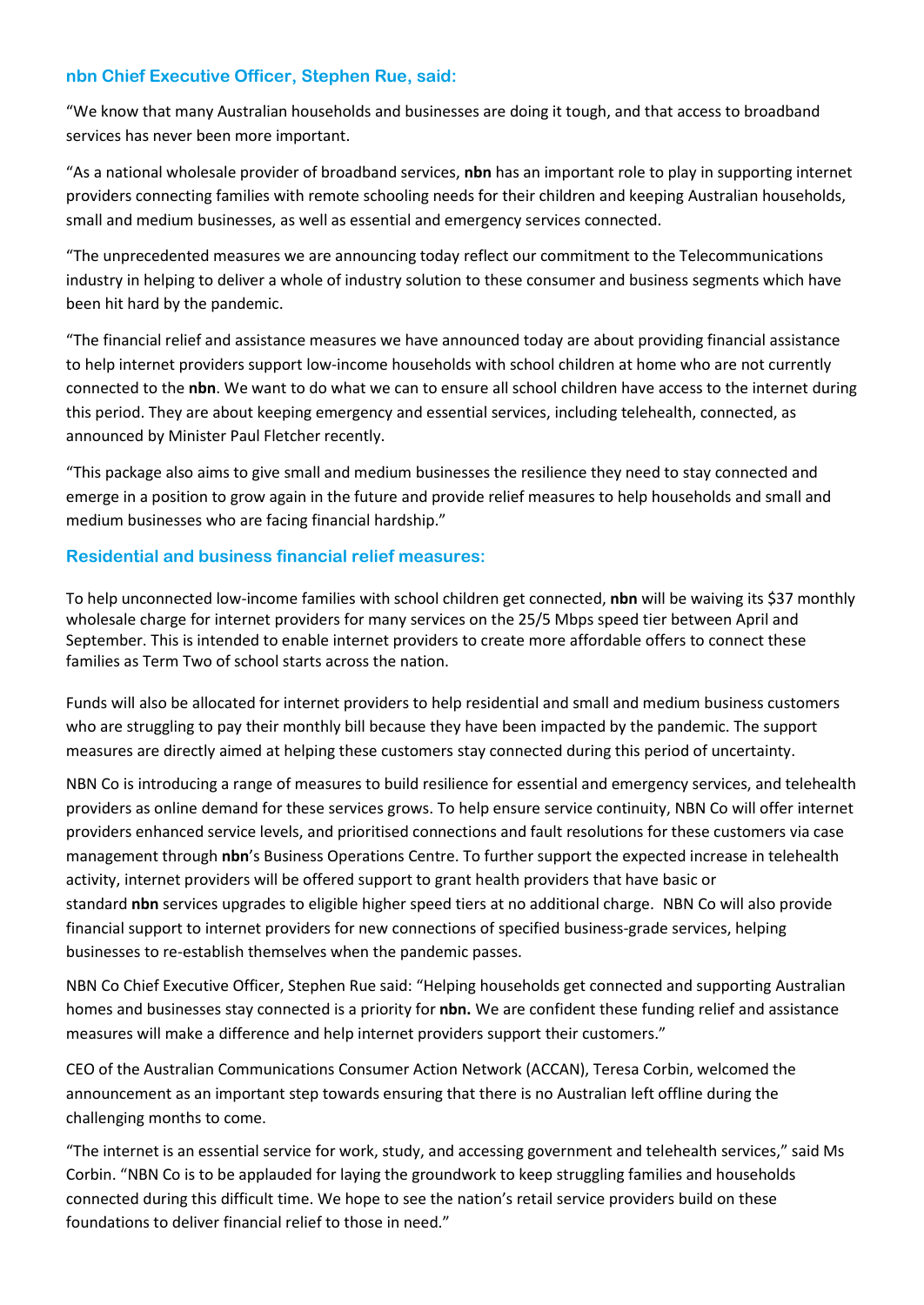### nbn Chief Executive Officer, Stephen Rue, said:

"We know that many Australian households and businesses are doing it tough, and that access to broadband services has never been more important.

"As a national wholesale provider of broadband services, **nbn** has an important role to play in supporting internet providers connecting families with remote schooling needs for their children and keeping Australian households, small and medium businesses, as well as essential and emergency services connected.

"The unprecedented measures we are announcing today reflect our commitment to the Telecommunications industry in helping to deliver a whole of industry solution to these consumer and business segments which have been hit hard by the pandemic.

"The financial relief and assistance measures we have announced today are about providing financial assistance to help internet providers support low-income households with school children at home who are not currently connected to the **nbn**. We want to do what we can to ensure all school children have access to the internet during this period. They are about keeping emergency and essential services, including telehealth, connected, as announced by Minister Paul Fletcher recently.

"This package also aims to give small and medium businesses the resilience they need to stay connected and emerge in a position to grow again in the future and provide relief measures to help households and small and medium businesses who are facing financial hardship."

### Residential and business financial relief measures:

To help unconnected low-income families with school children get connected, **nbn** will be waiving its $37 monthly wholesale charge for internet providers for many services on the 25/5 Mbps speed tier between April and September. This is intended to enable internet providers to create more affordable offers to connect these families as Term Two of school starts across the nation.

Funds will also be allocated for internet providers to help residential and small and medium business customers who are struggling to pay their monthly bill because they have been impacted by the pandemic. The support measures are directly aimed at helping these customers stay connected during this period of uncertainty.

NBN Co is introducing a range of measures to build resilience for essential and emergency services, and telehealth providers as online demand for these services grows. To help ensure service continuity, NBN Co will offer internet providers enhanced service levels, and prioritised connections and fault resolutions for these customers via case management through **nbn**'s Business Operations Centre. To further support the expected increase in telehealth activity, internet providers will be offered support to grant health providers that have basic or standard **nbn** services upgrades to eligible higher speed tiers at no additional charge. NBN Co will also provide financial support to internet providers for new connections of specified business-grade services, helping businesses to re-establish themselves when the pandemic passes.

NBN Co Chief Executive Officer, Stephen Rue said: "Helping households get connected and supporting Australian homes and businesses stay connected is a priority for **nbn.** We are confident these funding relief and assistance measures will make a difference and help internet providers support their customers."

CEO of the Australian Communications Consumer Action Network (ACCAN), Teresa Corbin, welcomed the announcement as an important step towards ensuring that there is no Australian left offline during the challenging months to come.

"The internet is an essential service for work, study, and accessing government and telehealth services," said Ms Corbin. "NBN Co is to be applauded for laying the groundwork to keep struggling families and households connected during this difficult time. We hope to see the nation's retail service providers build on these foundations to deliver financial relief to those in need."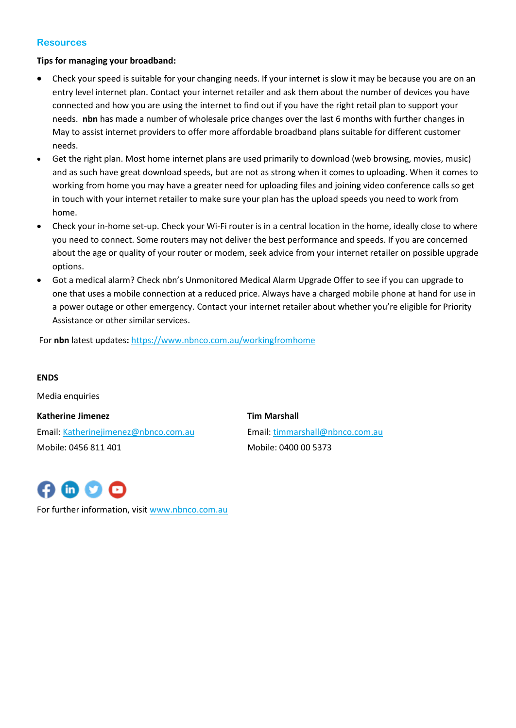## Resources

**Tips for managing your broadband:**

- Check your speed is suitable for your changing needs. If your internet is slow it may be because you are on an entry level internet plan. Contact your internet retailer and ask them about the number of devices you have connected and how you are using the internet to find out if you have the right retail plan to support your needs. **nbn** has made a number of wholesale price changes over the last 6 months with further changes in May to assist internet providers to offer more affordable broadband plans suitable for different customer needs.
- Get the right plan. Most home internet plans are used primarily to download (web browsing, movies, music) and as such have great download speeds, but are not as strong when it comes to uploading. When it comes to working from home you may have a greater need for uploading files and joining video conference calls so get in touch with your internet retailer to make sure your plan has the upload speeds you need to work from home.
- Check your in-home set-up. Check your Wi-Fi router is in a central location in the home, ideally close to where you need to connect. Some routers may not deliver the best performance and speeds. If you are concerned about the age or quality of your router or modem, seek advice from your internet retailer on possible upgrade options.
- Got a medical alarm? Check nbn's Unmonitored Medical Alarm Upgrade Offer to see if you can upgrade to one that uses a mobile connection at a reduced price. Always have a charged mobile phone at hand for use in a power outage or other emergency. Contact your internet retailer about whether you're eligible for Priority Assistance or other similar services.

For **nbn** latest updates**:** https://www.nbnco.com.au/workingfromhome

**ENDS**

Media enquiries

**Katherine Jimenez**

Email: Katherinejimenez@nbnco.com.au

Mobile: 0456 811 401

**Tim Marshall**

Email: timmarshall@nbnco.com.au

Mobile: 0400 00 5373

For further information, visit www.nbnco.com.au